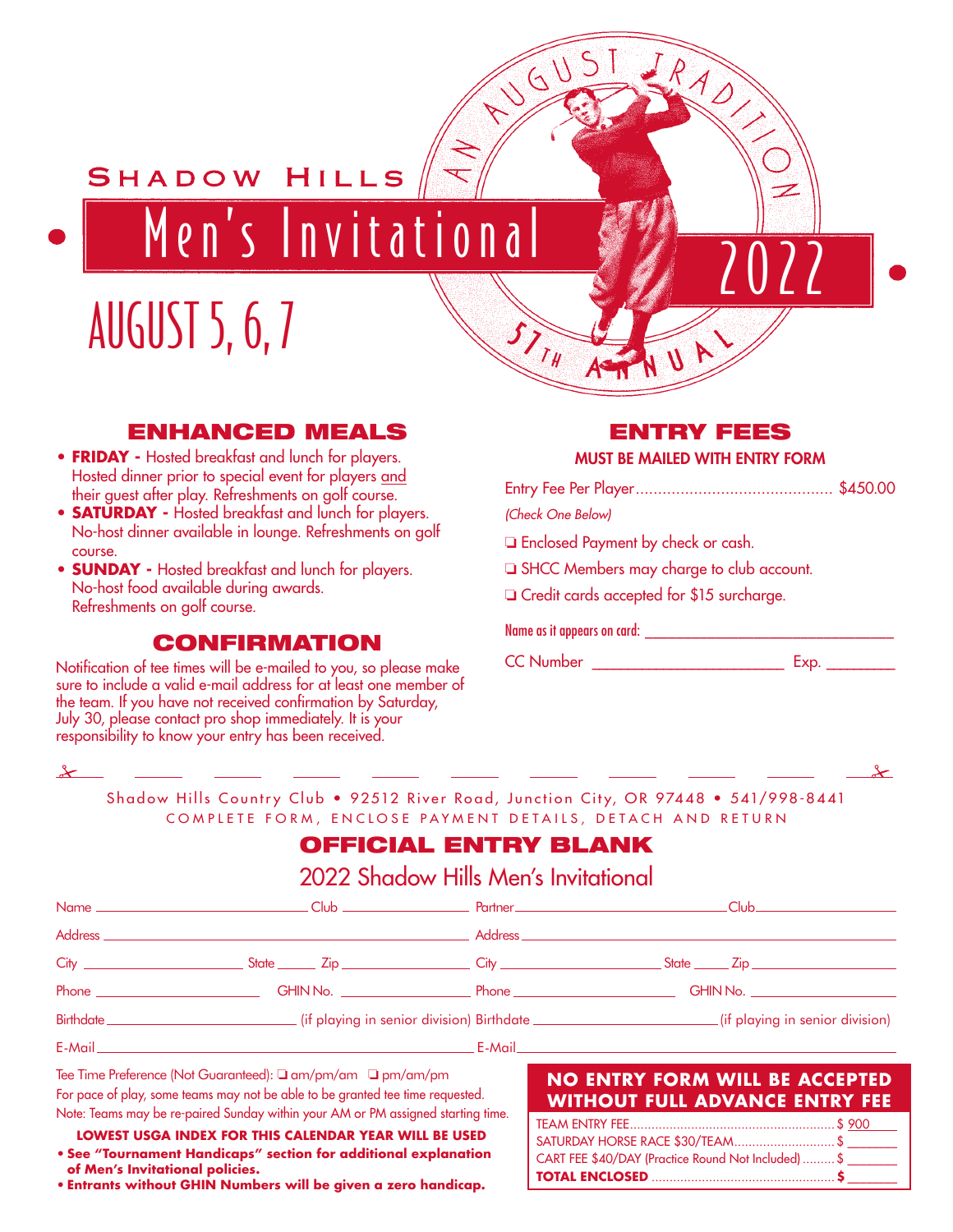# Shadow Hills Men's Invitational 2022

AN AUGUST TRADITION

57TH ANNUAL

## AUGUST 5, 6, 7

## ENHANCED MEALS

- **FRIDAY -** Hosted breakfast and lunch for players. Hosted dinner prior to special event for players and their guest after play. Refreshments on golf course.
- **SATURDAY -** Hosted breakfast and lunch for players. No-host dinner available in lounge. Refreshments on golf course.
- **SUNDAY -** Hosted breakfast and lunch for players. No-host food available during awards. Refreshments on golf course.

## CONFIRMATION

Notification of tee times will be e-mailed to you, so please make sure to include a valid e-mail address for at least one member of the team. If you have not received confirmation by Saturday, July 30, please contact pro shop immediately. It is your responsibility to know your entry has been received.

## ENTRY FEES

**MUST BE MAILED WITH ENTRY FORM**

Entry Fee Per Player............................................ $450.00

*(Check One Below)*

❏ Enclosed Payment by check or cash.

❏ SHCC Members may charge to club account.

❏ Credit cards accepted for $15 surcharge.

Name as it appears on card: ______________________________

CC Number ______________________ Exp. ________

---

Shadow Hills Country Club • 92512 River Road, Junction City, OR 97448 • 541/998-8441

COMPLETE FORM, ENCLOSE PAYMENT DETAILS, DETACH AND RETURN

## OFFICIAL ENTRY BLANK

### 2022 Shadow Hills Men's Invitational

Name ____________________ Club ______________ Partner ____________________ Club ______________

Address ________________________________ Address ________________________________

City ______________ State _____ Zip ____________ City ______________ State _____ Zip ____________

Phone ______________ GHIN No. ______________ Phone ______________ GHIN No. ______________

Birthdate ____________________ (if playing in senior division) Birthdate ____________________ (if playing in senior division)

E-Mail ________________________________ E-Mail ________________________________

Tee Time Preference (Not Guaranteed): ❏ am/pm/am ❏ pm/am/pm

For pace of play, some teams may not be able to be granted tee time requested.

Note: Teams may be re-paired Sunday within your AM or PM assigned starting time.

**LOWEST USGA INDEX FOR THIS CALENDAR YEAR WILL BE USED**

- **See "Tournament Handicaps" section for additional explanation of Men's Invitational policies.**
- **Entrants without GHIN Numbers will be given a zero handicap.**

**NO ENTRY FORM WILL BE ACCEPTED WITHOUT FULL ADVANCE ENTRY FEE**

| | |
|---|---|
| TEAM ENTRY FEE | $ 900 |
| SATURDAY HORSE RACE $30/TEAM | $ ______ |
| CART FEE $40/DAY (Practice Round Not Included) | $ ______ |
| **TOTAL ENCLOSED** | **$ ______** |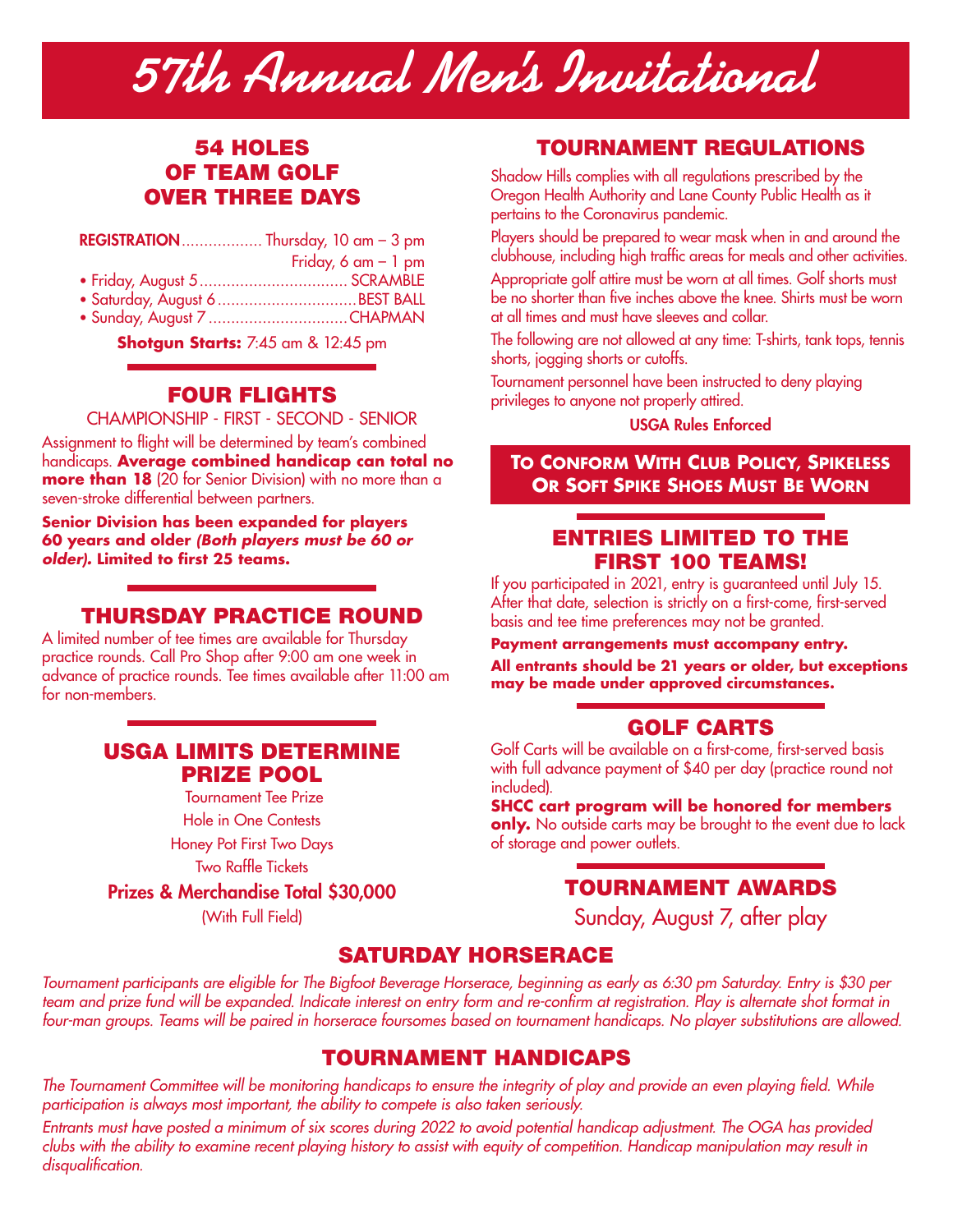# 57th Annual Men's Invitational

## 54 HOLES OF TEAM GOLF OVER THREE DAYS

**REGISTRATION**.................. Thursday, 10 am – 3 pm
Friday, 6 am – 1 pm

- Friday, August 5................................. SCRAMBLE
- Saturday, August 6...............................BEST BALL
- Sunday, August 7...............................CHAPMAN

**Shotgun Starts:** 7:45 am & 12:45 pm

## FOUR FLIGHTS

CHAMPIONSHIP - FIRST - SECOND - SENIOR

Assignment to flight will be determined by team's combined handicaps. **Average combined handicap can total no more than 18** (20 for Senior Division) with no more than a seven-stroke differential between partners.

**Senior Division has been expanded for players 60 years and older *(Both players must be 60 or older)*. Limited to first 25 teams.**

## THURSDAY PRACTICE ROUND

A limited number of tee times are available for Thursday practice rounds. Call Pro Shop after 9:00 am one week in advance of practice rounds. Tee times available after 11:00 am for non-members.

## USGA LIMITS DETERMINE PRIZE POOL

Tournament Tee Prize

Hole in One Contests

Honey Pot First Two Days

Two Raffle Tickets

**Prizes & Merchandise Total $30,000**

(With Full Field)

## TOURNAMENT REGULATIONS

Shadow Hills complies with all regulations prescribed by the Oregon Health Authority and Lane County Public Health as it pertains to the Coronavirus pandemic.

Players should be prepared to wear mask when in and around the clubhouse, including high traffic areas for meals and other activities.

Appropriate golf attire must be worn at all times. Golf shorts must be no shorter than five inches above the knee. Shirts must be worn at all times and must have sleeves and collar.

The following are not allowed at any time: T-shirts, tank tops, tennis shorts, jogging shorts or cutoffs.

Tournament personnel have been instructed to deny playing privileges to anyone not properly attired.

**USGA Rules Enforced**

**TO CONFORM WITH CLUB POLICY, SPIKELESS OR SOFT SPIKE SHOES MUST BE WORN**

## ENTRIES LIMITED TO THE FIRST 100 TEAMS!

If you participated in 2021, entry is guaranteed until July 15. After that date, selection is strictly on a first-come, first-served basis and tee time preferences may not be granted.

**Payment arrangements must accompany entry.**

**All entrants should be 21 years or older, but exceptions may be made under approved circumstances.**

## GOLF CARTS

Golf Carts will be available on a first-come, first-served basis with full advance payment of $40 per day (practice round not included).

**SHCC cart program will be honored for members only.** No outside carts may be brought to the event due to lack of storage and power outlets.

## TOURNAMENT AWARDS

Sunday, August 7, after play

## SATURDAY HORSERACE

*Tournament participants are eligible for The Bigfoot Beverage Horserace, beginning as early as 6:30 pm Saturday. Entry is $30 per team and prize fund will be expanded. Indicate interest on entry form and re-confirm at registration. Play is alternate shot format in four-man groups. Teams will be paired in horserace foursomes based on tournament handicaps. No player substitutions are allowed.*

## TOURNAMENT HANDICAPS

*The Tournament Committee will be monitoring handicaps to ensure the integrity of play and provide an even playing field. While participation is always most important, the ability to compete is also taken seriously.*

*Entrants must have posted a minimum of six scores during 2022 to avoid potential handicap adjustment. The OGA has provided clubs with the ability to examine recent playing history to assist with equity of competition. Handicap manipulation may result in disqualification.*